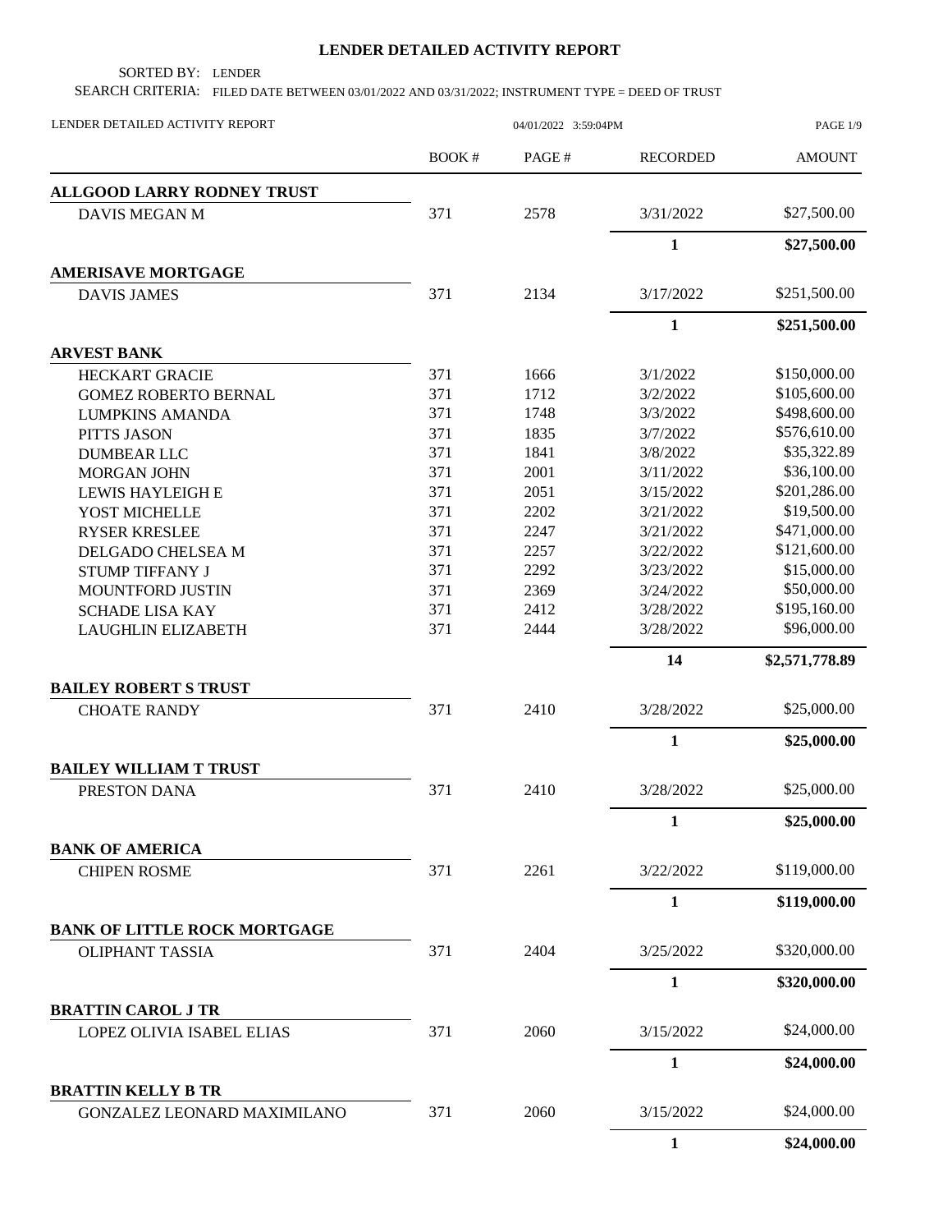# LENDER DETAILED ACTIVITY REPORT

SORTED BY: LENDER

SEARCH CRITERIA: FILED DATE BETWEEN 03/01/2022 AND 03/31/2022; INSTRUMENT TYPE = DEED OF TRUST

LENDER DETAILED ACTIVITY REPORT — 04/01/2022 3:59:04PM

| | BOOK # | PAGE # | RECORDED | AMOUNT |
|---|---|---|---|---|
| **ALLGOOD LARRY RODNEY TRUST** | | | | |
| DAVIS MEGAN M | 371 | 2578 | 3/31/2022 | $27,500.00 |
| | | | **1** | **$27,500.00** |
| **AMERISAVE MORTGAGE** | | | | |
| DAVIS JAMES | 371 | 2134 | 3/17/2022 | $251,500.00 |
| | | | **1** | **$251,500.00** |
| **ARVEST BANK** | | | | |
| HECKART GRACIE | 371 | 1666 | 3/1/2022 | $150,000.00 |
| GOMEZ ROBERTO BERNAL | 371 | 1712 | 3/2/2022 | $105,600.00 |
| LUMPKINS AMANDA | 371 | 1748 | 3/3/2022 | $498,600.00 |
| PITTS JASON | 371 | 1835 | 3/7/2022 | $576,610.00 |
| DUMBEAR LLC | 371 | 1841 | 3/8/2022 | $35,322.89 |
| MORGAN JOHN | 371 | 2001 | 3/11/2022 | $36,100.00 |
| LEWIS HAYLEIGH E | 371 | 2051 | 3/15/2022 | $201,286.00 |
| YOST MICHELLE | 371 | 2202 | 3/21/2022 | $19,500.00 |
| RYSER KRESLEE | 371 | 2247 | 3/21/2022 | $471,000.00 |
| DELGADO CHELSEA M | 371 | 2257 | 3/22/2022 | $121,600.00 |
| STUMP TIFFANY J | 371 | 2292 | 3/23/2022 | $15,000.00 |
| MOUNTFORD JUSTIN | 371 | 2369 | 3/24/2022 | $50,000.00 |
| SCHADE LISA KAY | 371 | 2412 | 3/28/2022 | $195,160.00 |
| LAUGHLIN ELIZABETH | 371 | 2444 | 3/28/2022 | $96,000.00 |
| | | | **14** | **$2,571,778.89** |
| **BAILEY ROBERT S TRUST** | | | | |
| CHOATE RANDY | 371 | 2410 | 3/28/2022 | $25,000.00 |
| | | | **1** | **$25,000.00** |
| **BAILEY WILLIAM T TRUST** | | | | |
| PRESTON DANA | 371 | 2410 | 3/28/2022 | $25,000.00 |
| | | | **1** | **$25,000.00** |
| **BANK OF AMERICA** | | | | |
| CHIPEN ROSME | 371 | 2261 | 3/22/2022 | $119,000.00 |
| | | | **1** | **$119,000.00** |
| **BANK OF LITTLE ROCK MORTGAGE** | | | | |
| OLIPHANT TASSIA | 371 | 2404 | 3/25/2022 | $320,000.00 |
| | | | **1** | **$320,000.00** |
| **BRATTIN CAROL J TR** | | | | |
| LOPEZ OLIVIA ISABEL ELIAS | 371 | 2060 | 3/15/2022 | $24,000.00 |
| | | | **1** | **$24,000.00** |
| **BRATTIN KELLY B TR** | | | | |
| GONZALEZ LEONARD MAXIMILANO | 371 | 2060 | 3/15/2022 | $24,000.00 |
| | | | **1** | **$24,000.00** |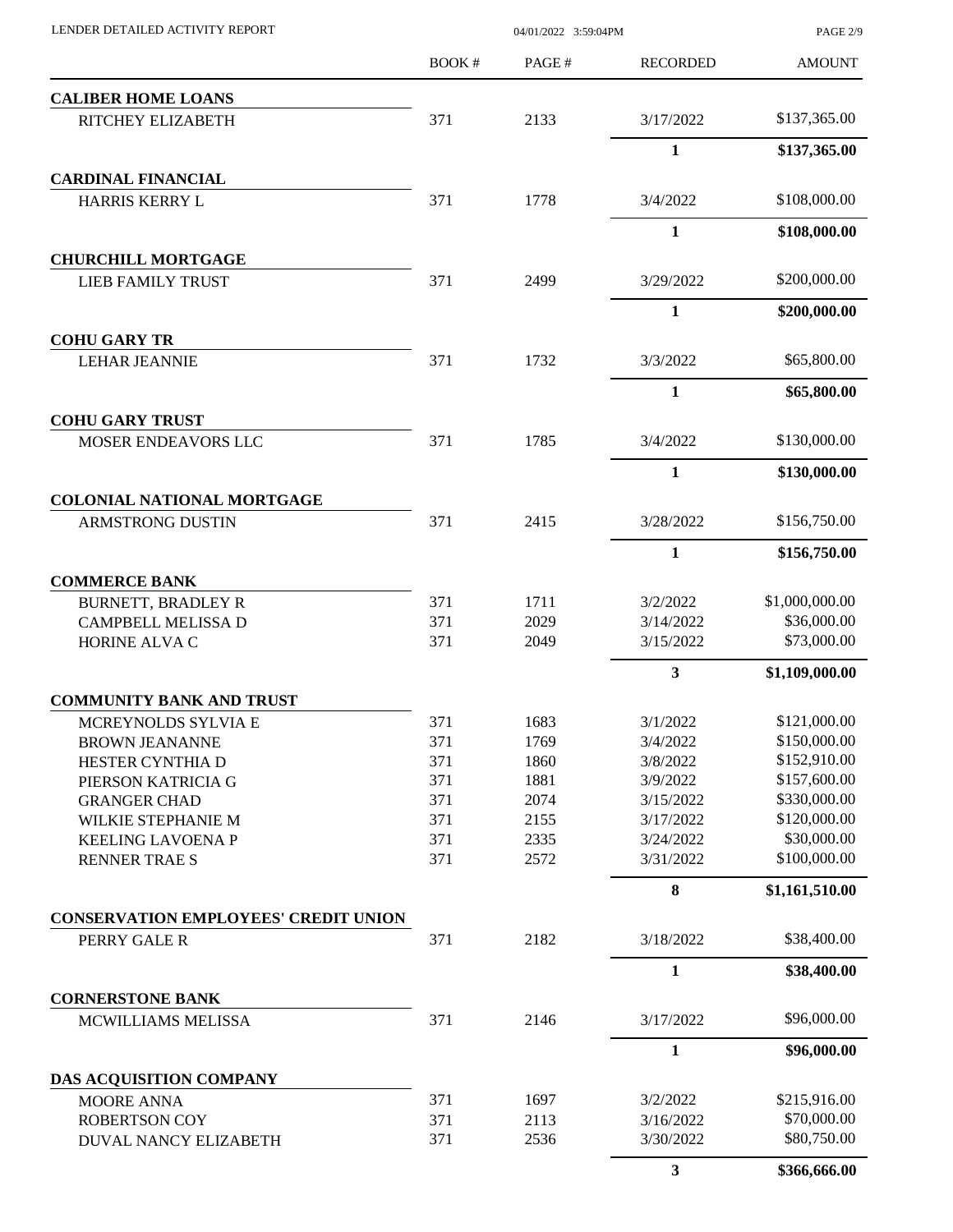| | BOOK # | PAGE # | RECORDED | AMOUNT |
|---|---|---|---|---|
| **CALIBER HOME LOANS** | | | | |
| RITCHEY ELIZABETH | 371 | 2133 | 3/17/2022 | $137,365.00 |
| | | | **1** | **$137,365.00** |
| **CARDINAL FINANCIAL** | | | | |
| HARRIS KERRY L | 371 | 1778 | 3/4/2022 | $108,000.00 |
| | | | **1** | **$108,000.00** |
| **CHURCHILL MORTGAGE** | | | | |
| LIEB FAMILY TRUST | 371 | 2499 | 3/29/2022 | $200,000.00 |
| | | | **1** | **$200,000.00** |
| **COHU GARY TR** | | | | |
| LEHAR JEANNIE | 371 | 1732 | 3/3/2022 | $65,800.00 |
| | | | **1** | **$65,800.00** |
| **COHU GARY TRUST** | | | | |
| MOSER ENDEAVORS LLC | 371 | 1785 | 3/4/2022 | $130,000.00 |
| | | | **1** | **$130,000.00** |
| **COLONIAL NATIONAL MORTGAGE** | | | | |
| ARMSTRONG DUSTIN | 371 | 2415 | 3/28/2022 | $156,750.00 |
| | | | **1** | **$156,750.00** |
| **COMMERCE BANK** | | | | |
| BURNETT, BRADLEY R | 371 | 1711 | 3/2/2022 | $1,000,000.00 |
| CAMPBELL MELISSA D | 371 | 2029 | 3/14/2022 | $36,000.00 |
| HORINE ALVA C | 371 | 2049 | 3/15/2022 | $73,000.00 |
| | | | **3** | **$1,109,000.00** |
| **COMMUNITY BANK AND TRUST** | | | | |
| MCREYNOLDS SYLVIA E | 371 | 1683 | 3/1/2022 | $121,000.00 |
| BROWN JEANANNE | 371 | 1769 | 3/4/2022 | $150,000.00 |
| HESTER CYNTHIA D | 371 | 1860 | 3/8/2022 | $152,910.00 |
| PIERSON KATRICIA G | 371 | 1881 | 3/9/2022 | $157,600.00 |
| GRANGER CHAD | 371 | 2074 | 3/15/2022 | $330,000.00 |
| WILKIE STEPHANIE M | 371 | 2155 | 3/17/2022 | $120,000.00 |
| KEELING LAVOENA P | 371 | 2335 | 3/24/2022 | $30,000.00 |
| RENNER TRAE S | 371 | 2572 | 3/31/2022 | $100,000.00 |
| | | | **8** | **$1,161,510.00** |
| **CONSERVATION EMPLOYEES' CREDIT UNION** | | | | |
| PERRY GALE R | 371 | 2182 | 3/18/2022 | $38,400.00 |
| | | | **1** | **$38,400.00** |
| **CORNERSTONE BANK** | | | | |
| MCWILLIAMS MELISSA | 371 | 2146 | 3/17/2022 | $96,000.00 |
| | | | **1** | **$96,000.00** |
| **DAS ACQUISITION COMPANY** | | | | |
| MOORE ANNA | 371 | 1697 | 3/2/2022 | $215,916.00 |
| ROBERTSON COY | 371 | 2113 | 3/16/2022 | $70,000.00 |
| DUVAL NANCY ELIZABETH | 371 | 2536 | 3/30/2022 | $80,750.00 |
| | | | **3** | **$366,666.00** |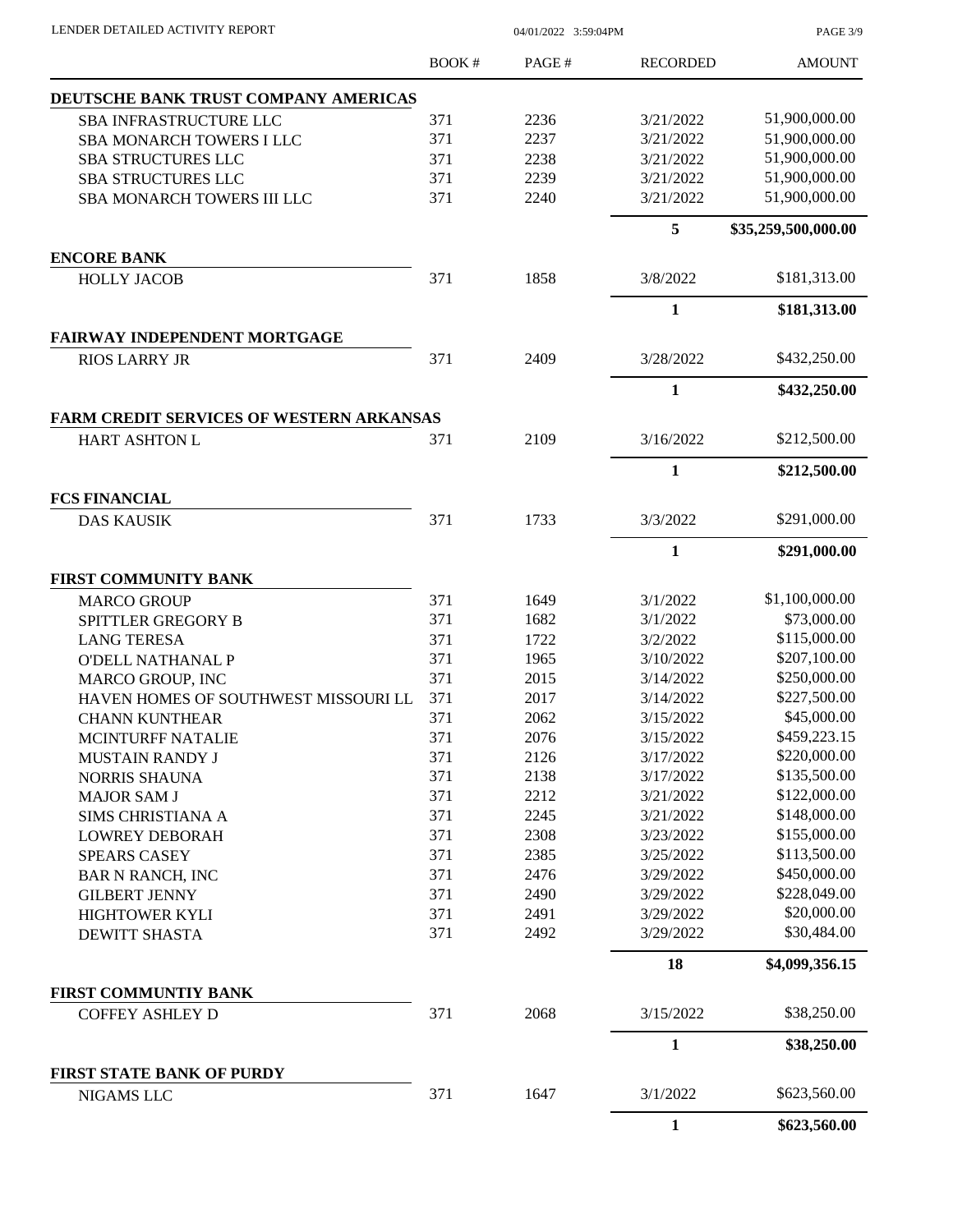| | BOOK # | PAGE # | RECORDED | AMOUNT |
|---|---|---|---|---|
| **DEUTSCHE BANK TRUST COMPANY AMERICAS** | | | | |
| SBA INFRASTRUCTURE LLC | 371 | 2236 | 3/21/2022 | 51,900,000.00 |
| SBA MONARCH TOWERS I LLC | 371 | 2237 | 3/21/2022 | 51,900,000.00 |
| SBA STRUCTURES LLC | 371 | 2238 | 3/21/2022 | 51,900,000.00 |
| SBA STRUCTURES LLC | 371 | 2239 | 3/21/2022 | 51,900,000.00 |
| SBA MONARCH TOWERS III LLC | 371 | 2240 | 3/21/2022 | 51,900,000.00 |
| | | | **5** | **$35,259,500,000.00** |
| **ENCORE BANK** | | | | |
| HOLLY JACOB | 371 | 1858 | 3/8/2022 | $181,313.00 |
| | | | **1** | **$181,313.00** |
| **FAIRWAY INDEPENDENT MORTGAGE** | | | | |
| RIOS LARRY JR | 371 | 2409 | 3/28/2022 | $432,250.00 |
| | | | **1** | **$432,250.00** |
| **FARM CREDIT SERVICES OF WESTERN ARKANSAS** | | | | |
| HART ASHTON L | 371 | 2109 | 3/16/2022 | $212,500.00 |
| | | | **1** | **$212,500.00** |
| **FCS FINANCIAL** | | | | |
| DAS KAUSIK | 371 | 1733 | 3/3/2022 | $291,000.00 |
| | | | **1** | **$291,000.00** |
| **FIRST COMMUNITY BANK** | | | | |
| MARCO GROUP | 371 | 1649 | 3/1/2022 | $1,100,000.00 |
| SPITTLER GREGORY B | 371 | 1682 | 3/1/2022 | $73,000.00 |
| LANG TERESA | 371 | 1722 | 3/2/2022 | $115,000.00 |
| O'DELL NATHANAL P | 371 | 1965 | 3/10/2022 | $207,100.00 |
| MARCO GROUP, INC | 371 | 2015 | 3/14/2022 | $250,000.00 |
| HAVEN HOMES OF SOUTHWEST MISSOURI LL | 371 | 2017 | 3/14/2022 | $227,500.00 |
| CHANN KUNTHEAR | 371 | 2062 | 3/15/2022 | $45,000.00 |
| MCINTURFF NATALIE | 371 | 2076 | 3/15/2022 | $459,223.15 |
| MUSTAIN RANDY J | 371 | 2126 | 3/17/2022 | $220,000.00 |
| NORRIS SHAUNA | 371 | 2138 | 3/17/2022 | $135,500.00 |
| MAJOR SAM J | 371 | 2212 | 3/21/2022 | $122,000.00 |
| SIMS CHRISTIANA A | 371 | 2245 | 3/21/2022 | $148,000.00 |
| LOWREY DEBORAH | 371 | 2308 | 3/23/2022 | $155,000.00 |
| SPEARS CASEY | 371 | 2385 | 3/25/2022 | $113,500.00 |
| BAR N RANCH, INC | 371 | 2476 | 3/29/2022 | $450,000.00 |
| GILBERT JENNY | 371 | 2490 | 3/29/2022 | $228,049.00 |
| HIGHTOWER KYLI | 371 | 2491 | 3/29/2022 | $20,000.00 |
| DEWITT SHASTA | 371 | 2492 | 3/29/2022 | $30,484.00 |
| | | | **18** | **$4,099,356.15** |
| **FIRST COMMUNTIY BANK** | | | | |
| COFFEY ASHLEY D | 371 | 2068 | 3/15/2022 | $38,250.00 |
| | | | **1** | **$38,250.00** |
| **FIRST STATE BANK OF PURDY** | | | | |
| NIGAMS LLC | 371 | 1647 | 3/1/2022 | $623,560.00 |
| | | | **1** | **$623,560.00** |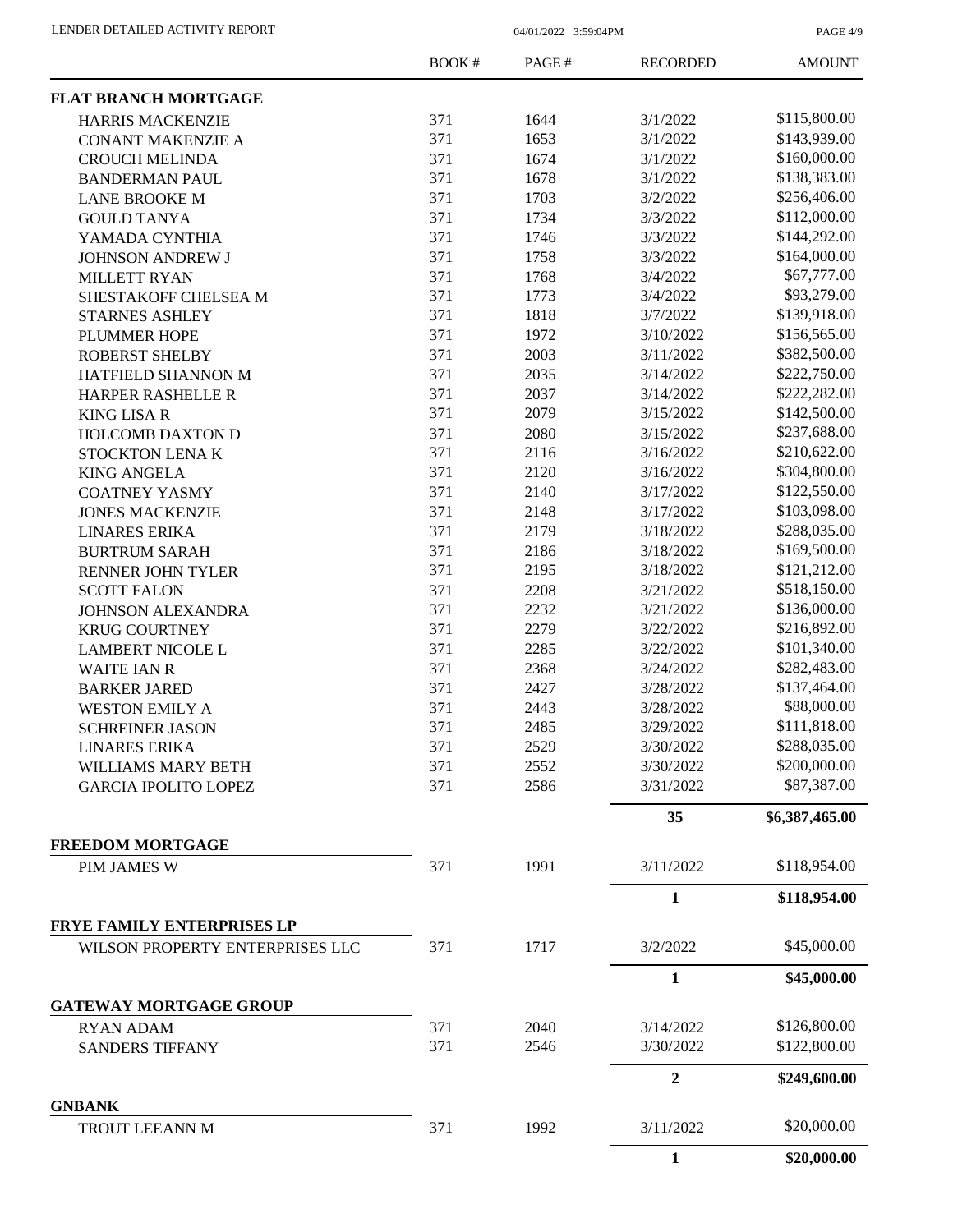| | BOOK # | PAGE # | RECORDED | AMOUNT |
|---|---|---|---|---|
| **FLAT BRANCH MORTGAGE** | | | | |
| HARRIS MACKENZIE | 371 | 1644 | 3/1/2022 | \$115,800.00 |
| CONANT MAKENZIE A | 371 | 1653 | 3/1/2022 | \$143,939.00 |
| CROUCH MELINDA | 371 | 1674 | 3/1/2022 | \$160,000.00 |
| BANDERMAN PAUL | 371 | 1678 | 3/1/2022 | \$138,383.00 |
| LANE BROOKE M | 371 | 1703 | 3/2/2022 | \$256,406.00 |
| GOULD TANYA | 371 | 1734 | 3/3/2022 | \$112,000.00 |
| YAMADA CYNTHIA | 371 | 1746 | 3/3/2022 | \$144,292.00 |
| JOHNSON ANDREW J | 371 | 1758 | 3/3/2022 | \$164,000.00 |
| MILLETT RYAN | 371 | 1768 | 3/4/2022 | \$67,777.00 |
| SHESTAKOFF CHELSEA M | 371 | 1773 | 3/4/2022 | \$93,279.00 |
| STARNES ASHLEY | 371 | 1818 | 3/7/2022 | \$139,918.00 |
| PLUMMER HOPE | 371 | 1972 | 3/10/2022 | \$156,565.00 |
| ROBERST SHELBY | 371 | 2003 | 3/11/2022 | \$382,500.00 |
| HATFIELD SHANNON M | 371 | 2035 | 3/14/2022 | \$222,750.00 |
| HARPER RASHELLE R | 371 | 2037 | 3/14/2022 | \$222,282.00 |
| KING LISA R | 371 | 2079 | 3/15/2022 | \$142,500.00 |
| HOLCOMB DAXTON D | 371 | 2080 | 3/15/2022 | \$237,688.00 |
| STOCKTON LENA K | 371 | 2116 | 3/16/2022 | \$210,622.00 |
| KING ANGELA | 371 | 2120 | 3/16/2022 | \$304,800.00 |
| COATNEY YASMY | 371 | 2140 | 3/17/2022 | \$122,550.00 |
| JONES MACKENZIE | 371 | 2148 | 3/17/2022 | \$103,098.00 |
| LINARES ERIKA | 371 | 2179 | 3/18/2022 | \$288,035.00 |
| BURTRUM SARAH | 371 | 2186 | 3/18/2022 | \$169,500.00 |
| RENNER JOHN TYLER | 371 | 2195 | 3/18/2022 | \$121,212.00 |
| SCOTT FALON | 371 | 2208 | 3/21/2022 | \$518,150.00 |
| JOHNSON ALEXANDRA | 371 | 2232 | 3/21/2022 | \$136,000.00 |
| KRUG COURTNEY | 371 | 2279 | 3/22/2022 | \$216,892.00 |
| LAMBERT NICOLE L | 371 | 2285 | 3/22/2022 | \$101,340.00 |
| WAITE IAN R | 371 | 2368 | 3/24/2022 | \$282,483.00 |
| BARKER JARED | 371 | 2427 | 3/28/2022 | \$137,464.00 |
| WESTON EMILY A | 371 | 2443 | 3/28/2022 | \$88,000.00 |
| SCHREINER JASON | 371 | 2485 | 3/29/2022 | \$111,818.00 |
| LINARES ERIKA | 371 | 2529 | 3/30/2022 | \$288,035.00 |
| WILLIAMS MARY BETH | 371 | 2552 | 3/30/2022 | \$200,000.00 |
| GARCIA IPOLITO LOPEZ | 371 | 2586 | 3/31/2022 | \$87,387.00 |
| | | | **35** | **\$6,387,465.00** |
| **FREEDOM MORTGAGE** | | | | |
| PIM JAMES W | 371 | 1991 | 3/11/2022 | \$118,954.00 |
| | | | **1** | **\$118,954.00** |
| **FRYE FAMILY ENTERPRISES LP** | | | | |
| WILSON PROPERTY ENTERPRISES LLC | 371 | 1717 | 3/2/2022 | \$45,000.00 |
| | | | **1** | **\$45,000.00** |
| **GATEWAY MORTGAGE GROUP** | | | | |
| RYAN ADAM | 371 | 2040 | 3/14/2022 | \$126,800.00 |
| SANDERS TIFFANY | 371 | 2546 | 3/30/2022 | \$122,800.00 |
| | | | **2** | **\$249,600.00** |
| **GNBANK** | | | | |
| TROUT LEEANN M | 371 | 1992 | 3/11/2022 | \$20,000.00 |
| | | | **1** | **\$20,000.00** |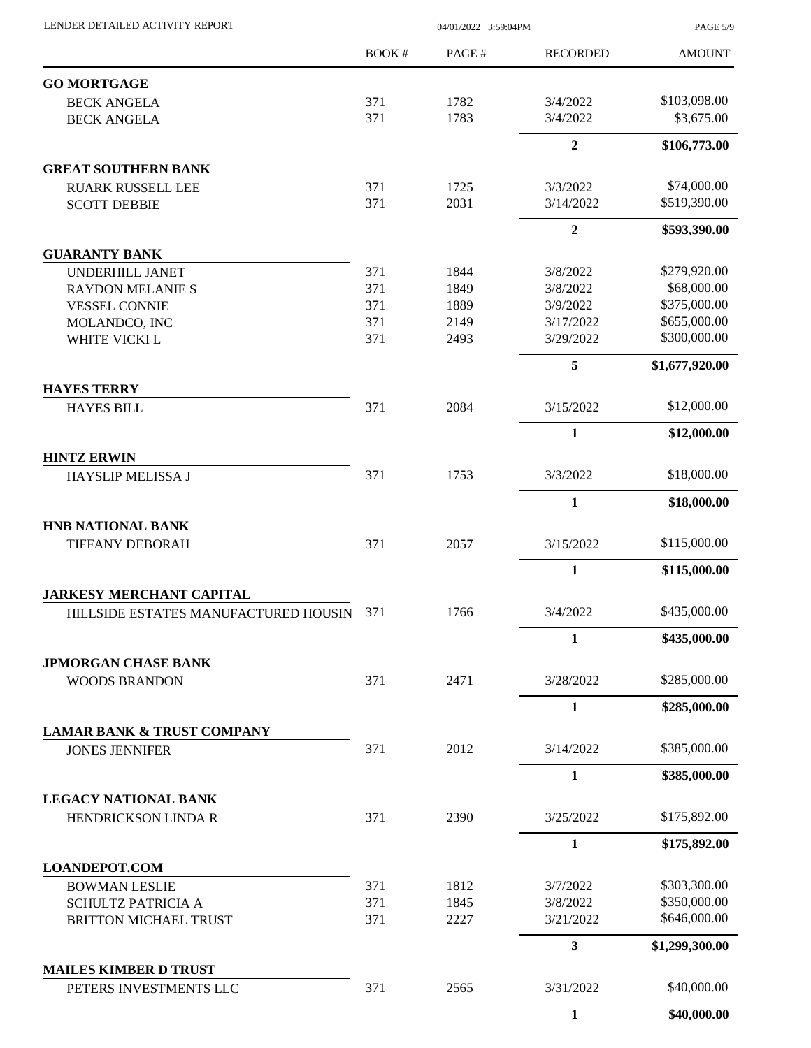| | BOOK # | PAGE # | RECORDED | AMOUNT |
|---|---|---|---|---|
| **GO MORTGAGE** | | | | |
| BECK ANGELA | 371 | 1782 | 3/4/2022 | $103,098.00 |
| BECK ANGELA | 371 | 1783 | 3/4/2022 | $3,675.00 |
| | | | **2** | **$106,773.00** |
| **GREAT SOUTHERN BANK** | | | | |
| RUARK RUSSELL LEE | 371 | 1725 | 3/3/2022 | $74,000.00 |
| SCOTT DEBBIE | 371 | 2031 | 3/14/2022 | $519,390.00 |
| | | | **2** | **$593,390.00** |
| **GUARANTY BANK** | | | | |
| UNDERHILL JANET | 371 | 1844 | 3/8/2022 | $279,920.00 |
| RAYDON MELANIE S | 371 | 1849 | 3/8/2022 | $68,000.00 |
| VESSEL CONNIE | 371 | 1889 | 3/9/2022 | $375,000.00 |
| MOLANDCO, INC | 371 | 2149 | 3/17/2022 | $655,000.00 |
| WHITE VICKI L | 371 | 2493 | 3/29/2022 | $300,000.00 |
| | | | **5** | **$1,677,920.00** |
| **HAYES TERRY** | | | | |
| HAYES BILL | 371 | 2084 | 3/15/2022 | $12,000.00 |
| | | | **1** | **$12,000.00** |
| **HINTZ ERWIN** | | | | |
| HAYSLIP MELISSA J | 371 | 1753 | 3/3/2022 | $18,000.00 |
| | | | **1** | **$18,000.00** |
| **HNB NATIONAL BANK** | | | | |
| TIFFANY DEBORAH | 371 | 2057 | 3/15/2022 | $115,000.00 |
| | | | **1** | **$115,000.00** |
| **JARKESY MERCHANT CAPITAL** | | | | |
| HILLSIDE ESTATES MANUFACTURED HOUSIN | 371 | 1766 | 3/4/2022 | $435,000.00 |
| | | | **1** | **$435,000.00** |
| **JPMORGAN CHASE BANK** | | | | |
| WOODS BRANDON | 371 | 2471 | 3/28/2022 | $285,000.00 |
| | | | **1** | **$285,000.00** |
| **LAMAR BANK & TRUST COMPANY** | | | | |
| JONES JENNIFER | 371 | 2012 | 3/14/2022 | $385,000.00 |
| | | | **1** | **$385,000.00** |
| **LEGACY NATIONAL BANK** | | | | |
| HENDRICKSON LINDA R | 371 | 2390 | 3/25/2022 | $175,892.00 |
| | | | **1** | **$175,892.00** |
| **LOANDEPOT.COM** | | | | |
| BOWMAN LESLIE | 371 | 1812 | 3/7/2022 | $303,300.00 |
| SCHULTZ PATRICIA A | 371 | 1845 | 3/8/2022 | $350,000.00 |
| BRITTON MICHAEL TRUST | 371 | 2227 | 3/21/2022 | $646,000.00 |
| | | | **3** | **$1,299,300.00** |
| **MAILES KIMBER D TRUST** | | | | |
| PETERS INVESTMENTS LLC | 371 | 2565 | 3/31/2022 | $40,000.00 |
| | | | **1** | **$40,000.00** |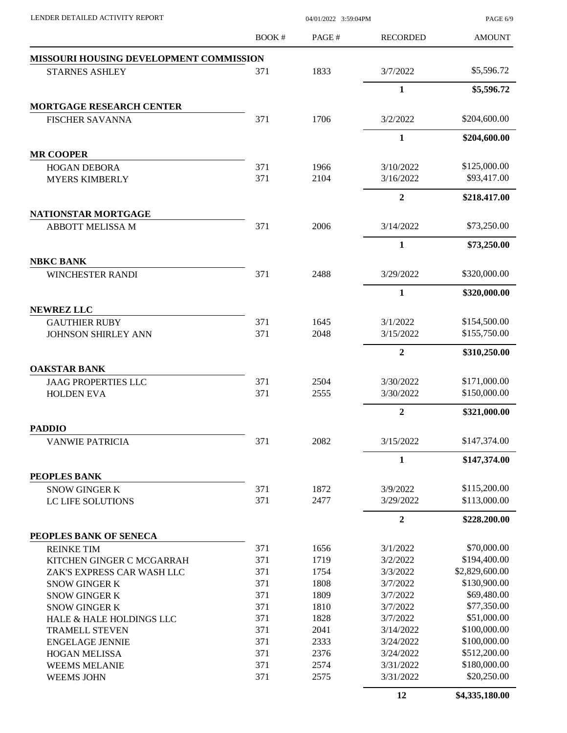LENDER DETAILED ACTIVITY REPORT

04/01/2022 3:59:04PM

| | BOOK # | PAGE # | RECORDED | AMOUNT |
|---|---|---|---|---|
| **MISSOURI HOUSING DEVELOPMENT COMMISSION** | | | | |
| STARNES ASHLEY | 371 | 1833 | 3/7/2022 | $5,596.72 |
| | | | **1** | **$5,596.72** |
| **MORTGAGE RESEARCH CENTER** | | | | |
| FISCHER SAVANNA | 371 | 1706 | 3/2/2022 | $204,600.00 |
| | | | **1** | **$204,600.00** |
| **MR COOPER** | | | | |
| HOGAN DEBORA | 371 | 1966 | 3/10/2022 | $125,000.00 |
| MYERS KIMBERLY | 371 | 2104 | 3/16/2022 | $93,417.00 |
| | | | **2** | **$218,417.00** |
| **NATIONSTAR MORTGAGE** | | | | |
| ABBOTT MELISSA M | 371 | 2006 | 3/14/2022 | $73,250.00 |
| | | | **1** | **$73,250.00** |
| **NBKC BANK** | | | | |
| WINCHESTER RANDI | 371 | 2488 | 3/29/2022 | $320,000.00 |
| | | | **1** | **$320,000.00** |
| **NEWREZ LLC** | | | | |
| GAUTHIER RUBY | 371 | 1645 | 3/1/2022 | $154,500.00 |
| JOHNSON SHIRLEY ANN | 371 | 2048 | 3/15/2022 | $155,750.00 |
| | | | **2** | **$310,250.00** |
| **OAKSTAR BANK** | | | | |
| JAAG PROPERTIES LLC | 371 | 2504 | 3/30/2022 | $171,000.00 |
| HOLDEN EVA | 371 | 2555 | 3/30/2022 | $150,000.00 |
| | | | **2** | **$321,000.00** |
| **PADDIO** | | | | |
| VANWIE PATRICIA | 371 | 2082 | 3/15/2022 | $147,374.00 |
| | | | **1** | **$147,374.00** |
| **PEOPLES BANK** | | | | |
| SNOW GINGER K | 371 | 1872 | 3/9/2022 | $115,200.00 |
| LC LIFE SOLUTIONS | 371 | 2477 | 3/29/2022 | $113,000.00 |
| | | | **2** | **$228,200.00** |
| **PEOPLES BANK OF SENECA** | | | | |
| REINKE TIM | 371 | 1656 | 3/1/2022 | $70,000.00 |
| KITCHEN GINGER C MCGARRAH | 371 | 1719 | 3/2/2022 | $194,400.00 |
| ZAK'S EXPRESS CAR WASH LLC | 371 | 1754 | 3/3/2022 | $2,829,600.00 |
| SNOW GINGER K | 371 | 1808 | 3/7/2022 | $130,900.00 |
| SNOW GINGER K | 371 | 1809 | 3/7/2022 | $69,480.00 |
| SNOW GINGER K | 371 | 1810 | 3/7/2022 | $77,350.00 |
| HALE & HALE HOLDINGS LLC | 371 | 1828 | 3/7/2022 | $51,000.00 |
| TRAMELL STEVEN | 371 | 2041 | 3/14/2022 | $100,000.00 |
| ENGELAGE JENNIE | 371 | 2333 | 3/24/2022 | $100,000.00 |
| HOGAN MELISSA | 371 | 2376 | 3/24/2022 | $512,200.00 |
| WEEMS MELANIE | 371 | 2574 | 3/31/2022 | $180,000.00 |
| WEEMS JOHN | 371 | 2575 | 3/31/2022 | $20,250.00 |
| | | | **12** | **$4,335,180.00** |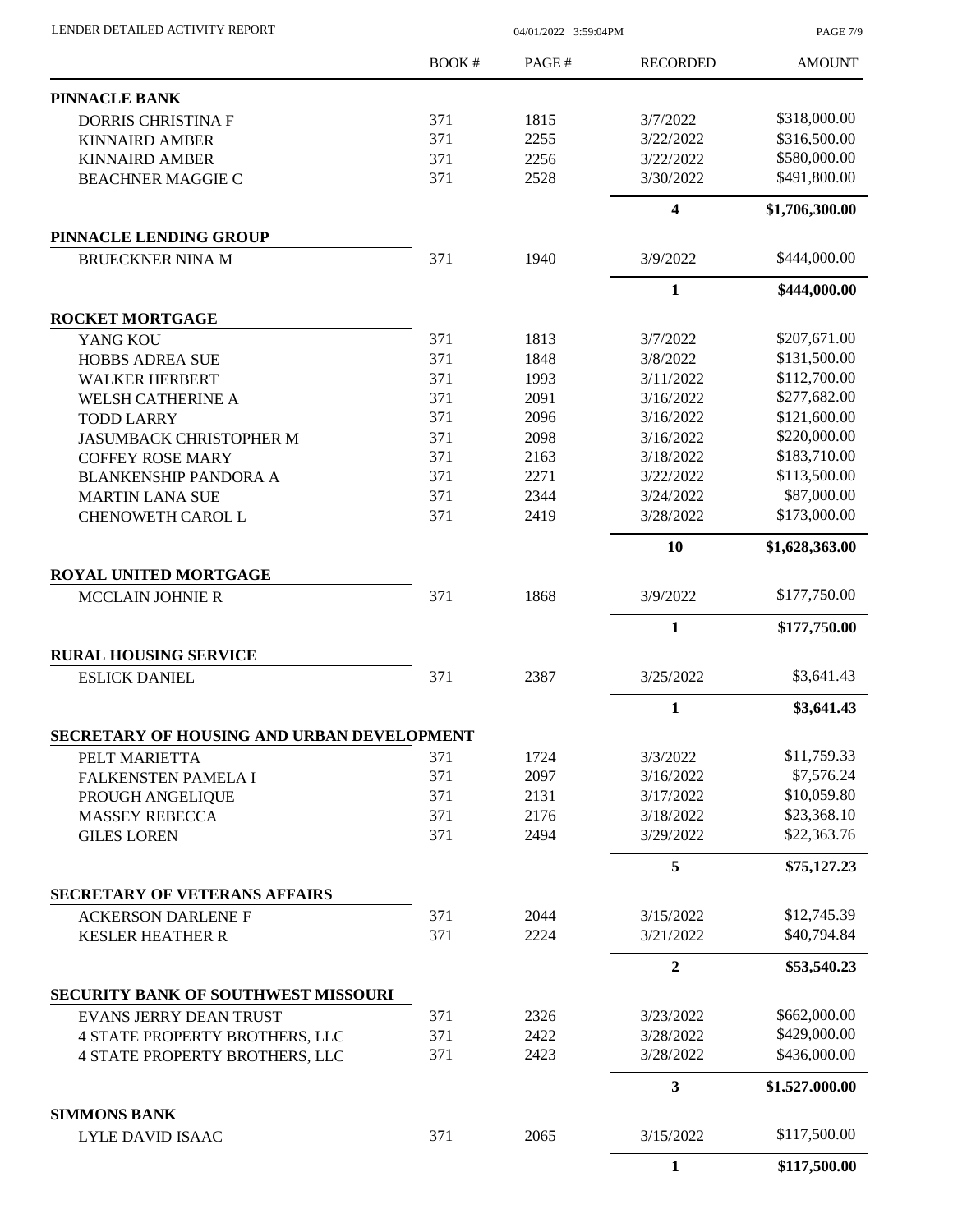LENDER DETAILED ACTIVITY REPORT 04/01/2022 3:59:04PM

| | BOOK # | PAGE # | RECORDED | AMOUNT |
|---|---|---|---|---|
| **PINNACLE BANK** | | | | |
| DORRIS CHRISTINA F | 371 | 1815 | 3/7/2022 | \$318,000.00 |
| KINNAIRD AMBER | 371 | 2255 | 3/22/2022 | \$316,500.00 |
| KINNAIRD AMBER | 371 | 2256 | 3/22/2022 | \$580,000.00 |
| BEACHNER MAGGIE C | 371 | 2528 | 3/30/2022 | \$491,800.00 |
| | | | **4** | **\$1,706,300.00** |
| **PINNACLE LENDING GROUP** | | | | |
| BRUECKNER NINA M | 371 | 1940 | 3/9/2022 | \$444,000.00 |
| | | | **1** | **\$444,000.00** |
| **ROCKET MORTGAGE** | | | | |
| YANG KOU | 371 | 1813 | 3/7/2022 | \$207,671.00 |
| HOBBS ADREA SUE | 371 | 1848 | 3/8/2022 | \$131,500.00 |
| WALKER HERBERT | 371 | 1993 | 3/11/2022 | \$112,700.00 |
| WELSH CATHERINE A | 371 | 2091 | 3/16/2022 | \$277,682.00 |
| TODD LARRY | 371 | 2096 | 3/16/2022 | \$121,600.00 |
| JASUMBACK CHRISTOPHER M | 371 | 2098 | 3/16/2022 | \$220,000.00 |
| COFFEY ROSE MARY | 371 | 2163 | 3/18/2022 | \$183,710.00 |
| BLANKENSHIP PANDORA A | 371 | 2271 | 3/22/2022 | \$113,500.00 |
| MARTIN LANA SUE | 371 | 2344 | 3/24/2022 | \$87,000.00 |
| CHENOWETH CAROL L | 371 | 2419 | 3/28/2022 | \$173,000.00 |
| | | | **10** | **\$1,628,363.00** |
| **ROYAL UNITED MORTGAGE** | | | | |
| MCCLAIN JOHNIE R | 371 | 1868 | 3/9/2022 | \$177,750.00 |
| | | | **1** | **\$177,750.00** |
| **RURAL HOUSING SERVICE** | | | | |
| ESLICK DANIEL | 371 | 2387 | 3/25/2022 | \$3,641.43 |
| | | | **1** | **\$3,641.43** |
| **SECRETARY OF HOUSING AND URBAN DEVELOPMENT** | | | | |
| PELT MARIETTA | 371 | 1724 | 3/3/2022 | \$11,759.33 |
| FALKENSTEN PAMELA I | 371 | 2097 | 3/16/2022 | \$7,576.24 |
| PROUGH ANGELIQUE | 371 | 2131 | 3/17/2022 | \$10,059.80 |
| MASSEY REBECCA | 371 | 2176 | 3/18/2022 | \$23,368.10 |
| GILES LOREN | 371 | 2494 | 3/29/2022 | \$22,363.76 |
| | | | **5** | **\$75,127.23** |
| **SECRETARY OF VETERANS AFFAIRS** | | | | |
| ACKERSON DARLENE F | 371 | 2044 | 3/15/2022 | \$12,745.39 |
| KESLER HEATHER R | 371 | 2224 | 3/21/2022 | \$40,794.84 |
| | | | **2** | **\$53,540.23** |
| **SECURITY BANK OF SOUTHWEST MISSOURI** | | | | |
| EVANS JERRY DEAN TRUST | 371 | 2326 | 3/23/2022 | \$662,000.00 |
| 4 STATE PROPERTY BROTHERS, LLC | 371 | 2422 | 3/28/2022 | \$429,000.00 |
| 4 STATE PROPERTY BROTHERS, LLC | 371 | 2423 | 3/28/2022 | \$436,000.00 |
| | | | **3** | **\$1,527,000.00** |
| **SIMMONS BANK** | | | | |
| LYLE DAVID ISAAC | 371 | 2065 | 3/15/2022 | \$117,500.00 |
| | | | **1** | **\$117,500.00** |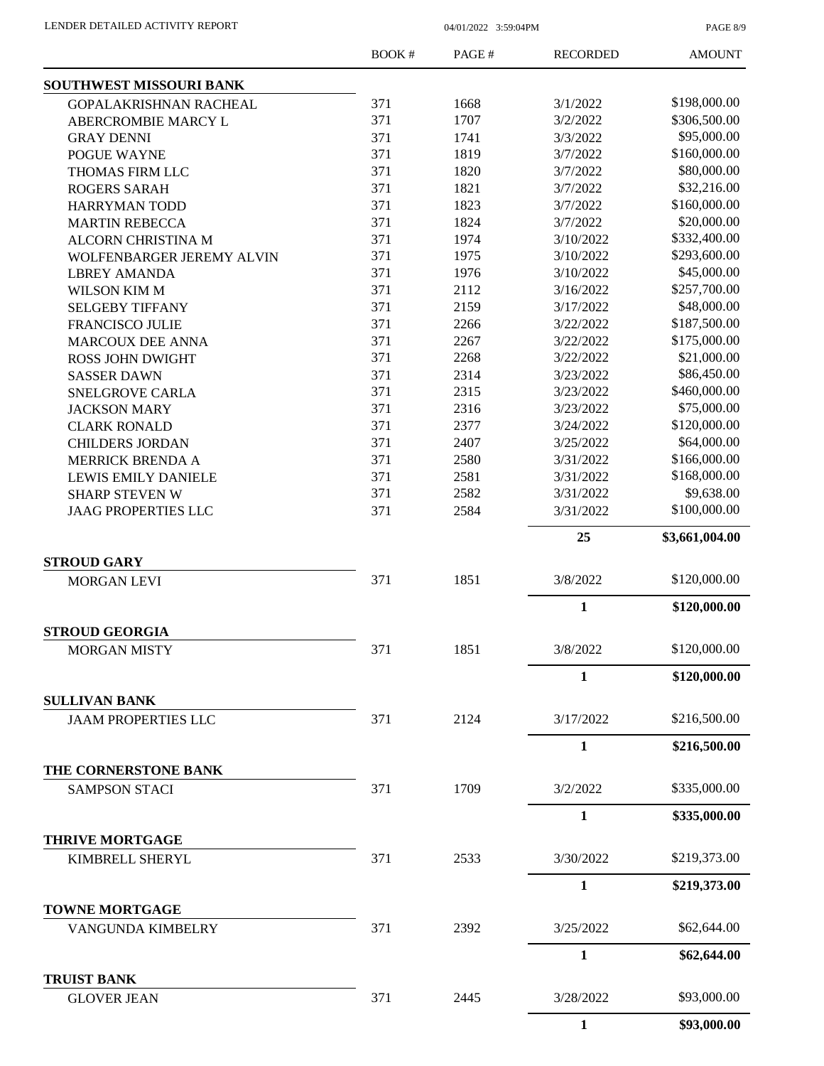| | BOOK # | PAGE # | RECORDED | AMOUNT |
|---|---|---|---|---|
| **SOUTHWEST MISSOURI BANK** | | | | |
| GOPALAKRISHNAN RACHEAL | 371 | 1668 | 3/1/2022 | $198,000.00 |
| ABERCROMBIE MARCY L | 371 | 1707 | 3/2/2022 | $306,500.00 |
| GRAY DENNI | 371 | 1741 | 3/3/2022 | $95,000.00 |
| POGUE WAYNE | 371 | 1819 | 3/7/2022 | $160,000.00 |
| THOMAS FIRM LLC | 371 | 1820 | 3/7/2022 | $80,000.00 |
| ROGERS SARAH | 371 | 1821 | 3/7/2022 | $32,216.00 |
| HARRYMAN TODD | 371 | 1823 | 3/7/2022 | $160,000.00 |
| MARTIN REBECCA | 371 | 1824 | 3/7/2022 | $20,000.00 |
| ALCORN CHRISTINA M | 371 | 1974 | 3/10/2022 | $332,400.00 |
| WOLFENBARGER JEREMY ALVIN | 371 | 1975 | 3/10/2022 | $293,600.00 |
| LBREY AMANDA | 371 | 1976 | 3/10/2022 | $45,000.00 |
| WILSON KIM M | 371 | 2112 | 3/16/2022 | $257,700.00 |
| SELGEBY TIFFANY | 371 | 2159 | 3/17/2022 | $48,000.00 |
| FRANCISCO JULIE | 371 | 2266 | 3/22/2022 | $187,500.00 |
| MARCOUX DEE ANNA | 371 | 2267 | 3/22/2022 | $175,000.00 |
| ROSS JOHN DWIGHT | 371 | 2268 | 3/22/2022 | $21,000.00 |
| SASSER DAWN | 371 | 2314 | 3/23/2022 | $86,450.00 |
| SNELGROVE CARLA | 371 | 2315 | 3/23/2022 | $460,000.00 |
| JACKSON MARY | 371 | 2316 | 3/23/2022 | $75,000.00 |
| CLARK RONALD | 371 | 2377 | 3/24/2022 | $120,000.00 |
| CHILDERS JORDAN | 371 | 2407 | 3/25/2022 | $64,000.00 |
| MERRICK BRENDA A | 371 | 2580 | 3/31/2022 | $166,000.00 |
| LEWIS EMILY DANIELE | 371 | 2581 | 3/31/2022 | $168,000.00 |
| SHARP STEVEN W | 371 | 2582 | 3/31/2022 | $9,638.00 |
| JAAG PROPERTIES LLC | 371 | 2584 | 3/31/2022 | $100,000.00 |
| | | | **25** | **$3,661,004.00** |
| **STROUD GARY** | | | | |
| MORGAN LEVI | 371 | 1851 | 3/8/2022 | $120,000.00 |
| | | | **1** | **$120,000.00** |
| **STROUD GEORGIA** | | | | |
| MORGAN MISTY | 371 | 1851 | 3/8/2022 | $120,000.00 |
| | | | **1** | **$120,000.00** |
| **SULLIVAN BANK** | | | | |
| JAAM PROPERTIES LLC | 371 | 2124 | 3/17/2022 | $216,500.00 |
| | | | **1** | **$216,500.00** |
| **THE CORNERSTONE BANK** | | | | |
| SAMPSON STACI | 371 | 1709 | 3/2/2022 | $335,000.00 |
| | | | **1** | **$335,000.00** |
| **THRIVE MORTGAGE** | | | | |
| KIMBRELL SHERYL | 371 | 2533 | 3/30/2022 | $219,373.00 |
| | | | **1** | **$219,373.00** |
| **TOWNE MORTGAGE** | | | | |
| VANGUNDA KIMBELRY | 371 | 2392 | 3/25/2022 | $62,644.00 |
| | | | **1** | **$62,644.00** |
| **TRUIST BANK** | | | | |
| GLOVER JEAN | 371 | 2445 | 3/28/2022 | $93,000.00 |
| | | | **1** | **$93,000.00** |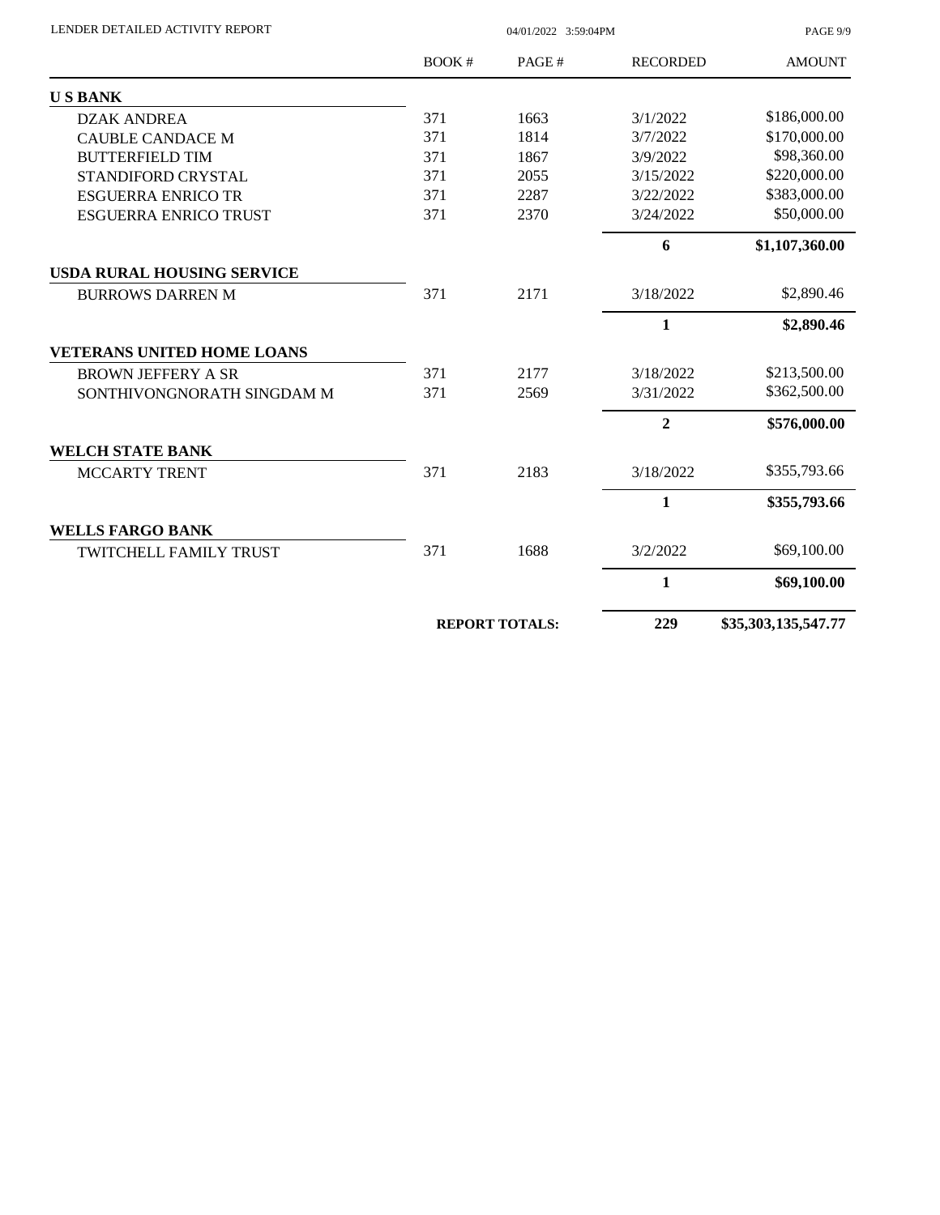| | BOOK # | PAGE # | RECORDED | AMOUNT |
|---|---|---|---|---|
| **U S BANK** | | | | |
| DZAK ANDREA | 371 | 1663 | 3/1/2022 | $186,000.00 |
| CAUBLE CANDACE M | 371 | 1814 | 3/7/2022 | $170,000.00 |
| BUTTERFIELD TIM | 371 | 1867 | 3/9/2022 | $98,360.00 |
| STANDIFORD CRYSTAL | 371 | 2055 | 3/15/2022 | $220,000.00 |
| ESGUERRA ENRICO TR | 371 | 2287 | 3/22/2022 | $383,000.00 |
| ESGUERRA ENRICO TRUST | 371 | 2370 | 3/24/2022 | $50,000.00 |
| | | | **6** | **$1,107,360.00** |
| **USDA RURAL HOUSING SERVICE** | | | | |
| BURROWS DARREN M | 371 | 2171 | 3/18/2022 | $2,890.46 |
| | | | **1** | **$2,890.46** |
| **VETERANS UNITED HOME LOANS** | | | | |
| BROWN JEFFERY A SR | 371 | 2177 | 3/18/2022 | $213,500.00 |
| SONTHIVONGNORATH SINGDAM M | 371 | 2569 | 3/31/2022 | $362,500.00 |
| | | | **2** | **$576,000.00** |
| **WELCH STATE BANK** | | | | |
| MCCARTY TRENT | 371 | 2183 | 3/18/2022 | $355,793.66 |
| | | | **1** | **$355,793.66** |
| **WELLS FARGO BANK** | | | | |
| TWITCHELL FAMILY TRUST | 371 | 1688 | 3/2/2022 | $69,100.00 |
| | | | **1** | **$69,100.00** |
| | **REPORT TOTALS:** | | **229** | **$35,303,135,547.77** |